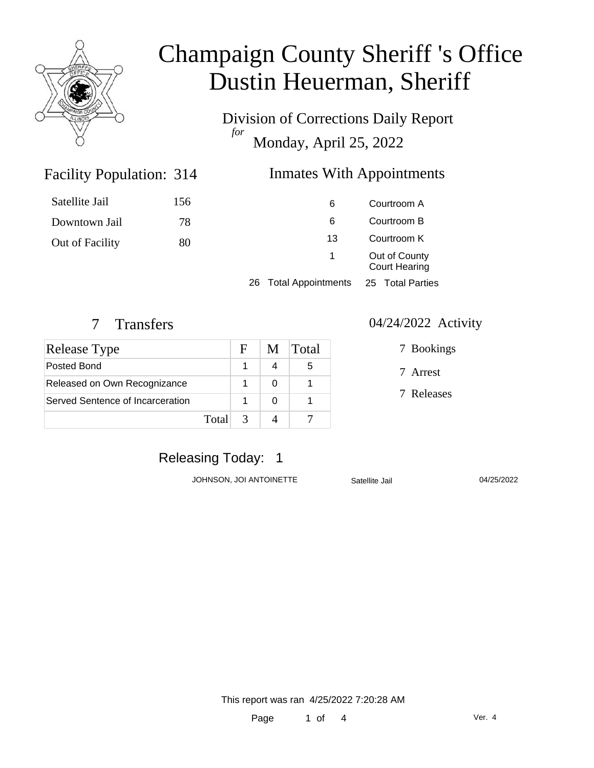# Champaign County Sheriff 's Office
# Dustin Heuerman, Sheriff

## Division of Corrections Daily Report
*for*
## Monday, April 25, 2022

### Facility Population: 314

| | |
|---|---|
| Satellite Jail | 156 |
| Downtown Jail | 78 |
| Out of Facility | 80 |

### Inmates With Appointments

| | |
|---|---|
| 6 | Courtroom A |
| 6 | Courtroom B |
| 13 | Courtroom K |
| 1 | Out of County Court Hearing |

26 Total Appointments 25 Total Parties

### 7 Transfers

| Release Type | F | M | Total |
|---|---|---|---|
| Posted Bond | 1 | 4 | 5 |
| Released on Own Recognizance | 1 | 0 | 1 |
| Served Sentence of Incarceration | 1 | 0 | 1 |
| Total | 3 | 4 | 7 |

### 04/24/2022 Activity

7 Bookings

7 Arrest

7 Releases

### Releasing Today: 1

| | | |
|---|---|---|
| JOHNSON, JOI ANTOINETTE | Satellite Jail | 04/25/2022 |

This report was ran 4/25/2022 7:20:28 AM

Ver. 4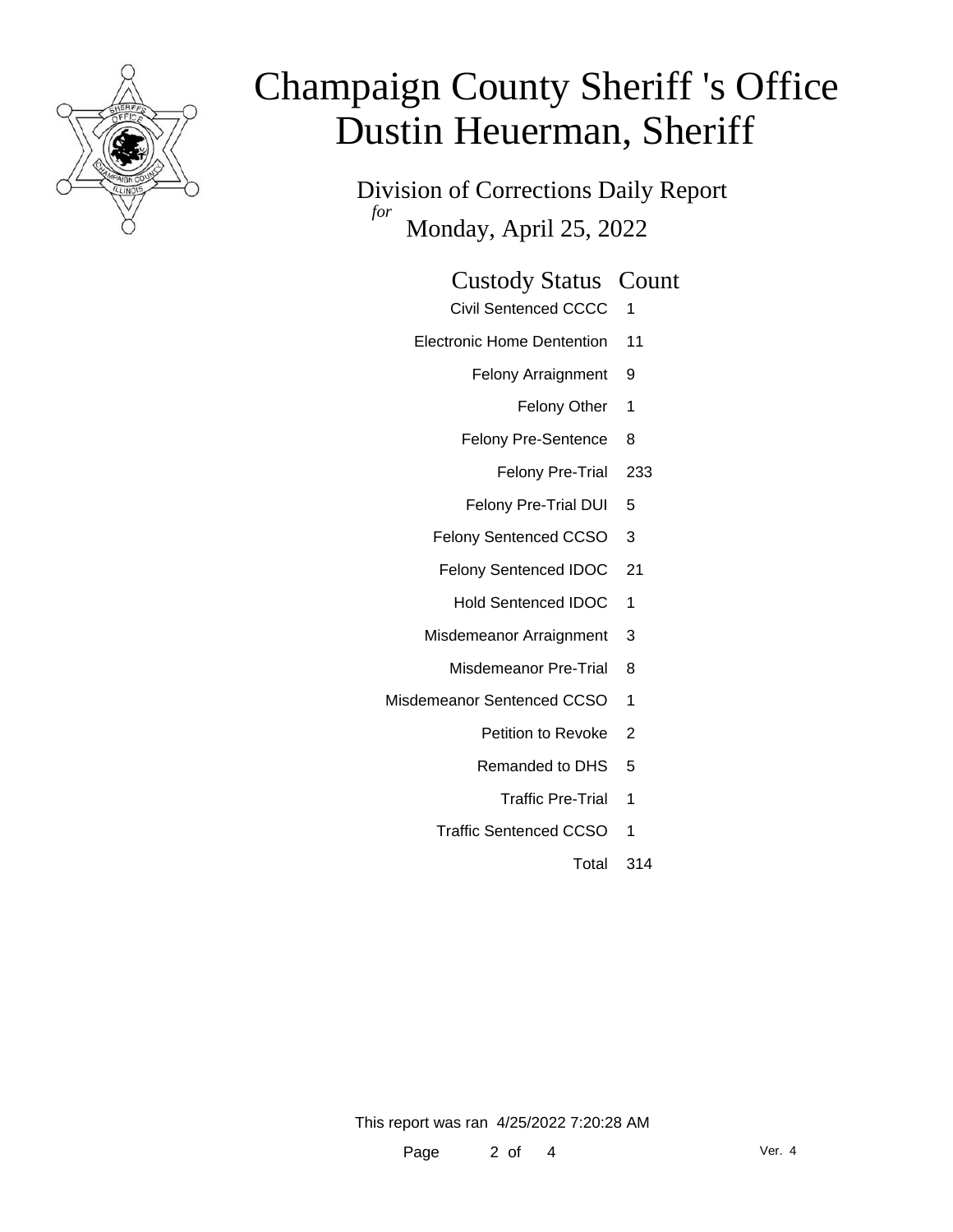# Champaign County Sheriff 's Office
# Dustin Heuerman, Sheriff

Division of Corrections Daily Report
*for* Monday, April 25, 2022

| Custody Status | Count |
|---|---|
| Civil Sentenced CCCC | 1 |
| Electronic Home Dentention | 11 |
| Felony Arraignment | 9 |
| Felony Other | 1 |
| Felony Pre-Sentence | 8 |
| Felony Pre-Trial | 233 |
| Felony Pre-Trial DUI | 5 |
| Felony Sentenced CCSO | 3 |
| Felony Sentenced IDOC | 21 |
| Hold Sentenced IDOC | 1 |
| Misdemeanor Arraignment | 3 |
| Misdemeanor Pre-Trial | 8 |
| Misdemeanor Sentenced CCSO | 1 |
| Petition to Revoke | 2 |
| Remanded to DHS | 5 |
| Traffic Pre-Trial | 1 |
| Traffic Sentenced CCSO | 1 |
| Total | 314 |

This report was ran 4/25/2022 7:20:28 AM

Ver. 4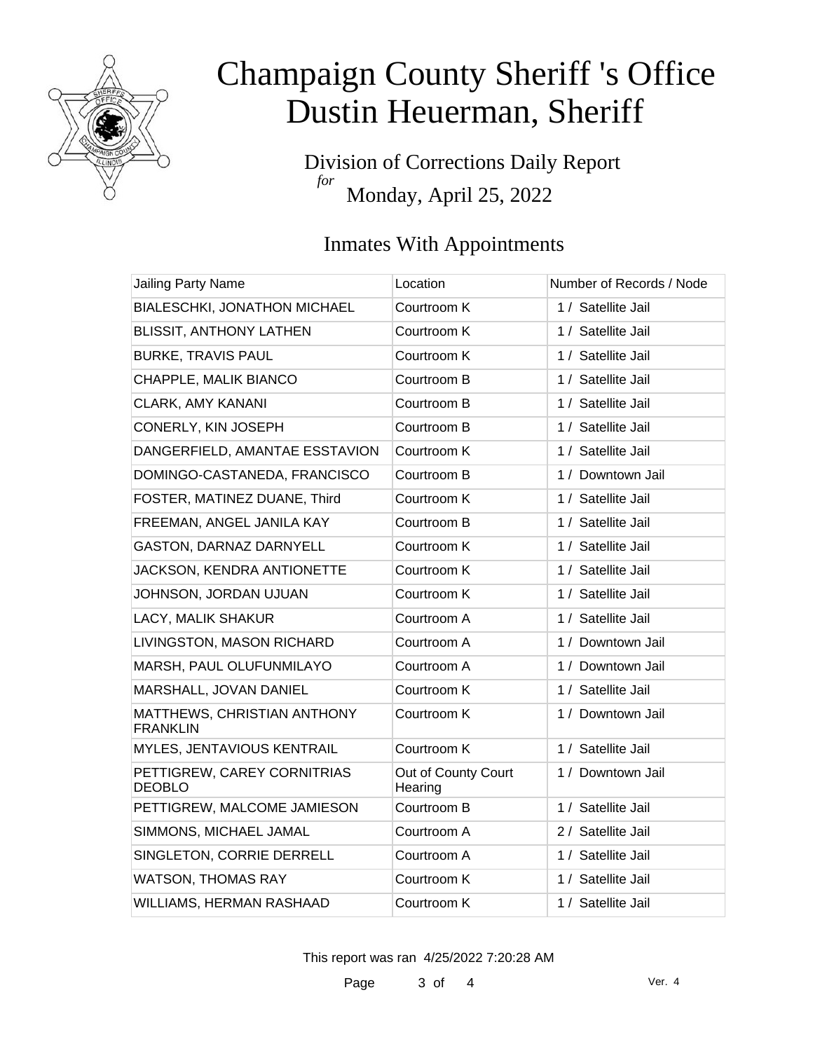# Champaign County Sheriff 's Office
# Dustin Heuerman, Sheriff

Division of Corrections Daily Report

*for*

Monday, April 25, 2022

## Inmates With Appointments

| Jailing Party Name | Location | Number of Records / Node |
| --- | --- | --- |
| BIALESCHKI, JONATHON MICHAEL | Courtroom K | 1 / Satellite Jail |
| BLISSIT, ANTHONY LATHEN | Courtroom K | 1 / Satellite Jail |
| BURKE, TRAVIS PAUL | Courtroom K | 1 / Satellite Jail |
| CHAPPLE, MALIK BIANCO | Courtroom B | 1 / Satellite Jail |
| CLARK, AMY KANANI | Courtroom B | 1 / Satellite Jail |
| CONERLY, KIN JOSEPH | Courtroom B | 1 / Satellite Jail |
| DANGERFIELD, AMANTAE ESSTAVION | Courtroom K | 1 / Satellite Jail |
| DOMINGO-CASTANEDA, FRANCISCO | Courtroom B | 1 / Downtown Jail |
| FOSTER, MATINEZ DUANE, Third | Courtroom K | 1 / Satellite Jail |
| FREEMAN, ANGEL JANILA KAY | Courtroom B | 1 / Satellite Jail |
| GASTON, DARNAZ DARNYELL | Courtroom K | 1 / Satellite Jail |
| JACKSON, KENDRA ANTIONETTE | Courtroom K | 1 / Satellite Jail |
| JOHNSON, JORDAN UJUAN | Courtroom K | 1 / Satellite Jail |
| LACY, MALIK SHAKUR | Courtroom A | 1 / Satellite Jail |
| LIVINGSTON, MASON RICHARD | Courtroom A | 1 / Downtown Jail |
| MARSH, PAUL OLUFUNMILAYO | Courtroom A | 1 / Downtown Jail |
| MARSHALL, JOVAN DANIEL | Courtroom K | 1 / Satellite Jail |
| MATTHEWS, CHRISTIAN ANTHONY FRANKLIN | Courtroom K | 1 / Downtown Jail |
| MYLES, JENTAVIOUS KENTRAIL | Courtroom K | 1 / Satellite Jail |
| PETTIGREW, CAREY CORNITRIAS DEOBLO | Out of County Court Hearing | 1 / Downtown Jail |
| PETTIGREW, MALCOME JAMIESON | Courtroom B | 1 / Satellite Jail |
| SIMMONS, MICHAEL JAMAL | Courtroom A | 2 / Satellite Jail |
| SINGLETON, CORRIE DERRELL | Courtroom A | 1 / Satellite Jail |
| WATSON, THOMAS RAY | Courtroom K | 1 / Satellite Jail |
| WILLIAMS, HERMAN RASHAAD | Courtroom K | 1 / Satellite Jail |

This report was ran 4/25/2022 7:20:28 AM

Ver. 4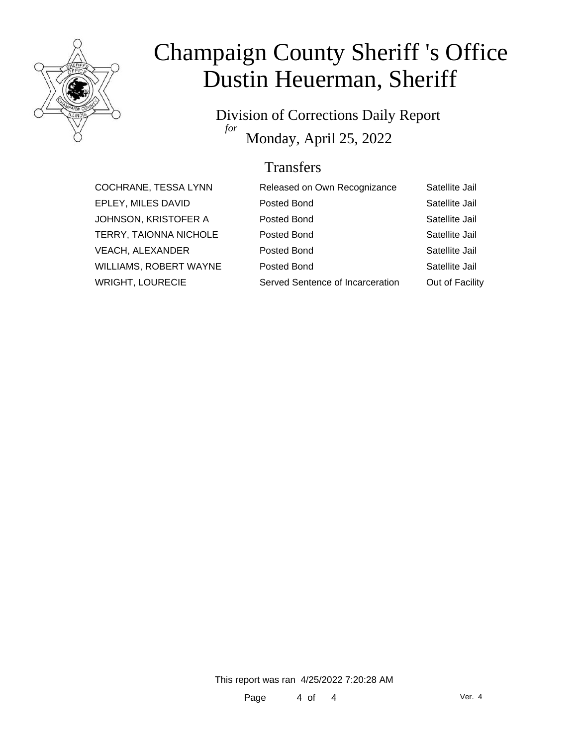# Champaign County Sheriff 's Office
# Dustin Heuerman, Sheriff

Division of Corrections Daily Report

*for* Monday, April 25, 2022

## Transfers

| | | |
|---|---|---|
| COCHRANE, TESSA LYNN | Released on Own Recognizance | Satellite Jail |
| EPLEY, MILES DAVID | Posted Bond | Satellite Jail |
| JOHNSON, KRISTOFER A | Posted Bond | Satellite Jail |
| TERRY, TAIONNA NICHOLE | Posted Bond | Satellite Jail |
| VEACH, ALEXANDER | Posted Bond | Satellite Jail |
| WILLIAMS, ROBERT WAYNE | Posted Bond | Satellite Jail |
| WRIGHT, LOURECIE | Served Sentence of Incarceration | Out of Facility |

This report was ran 4/25/2022 7:20:28 AM

Ver. 4